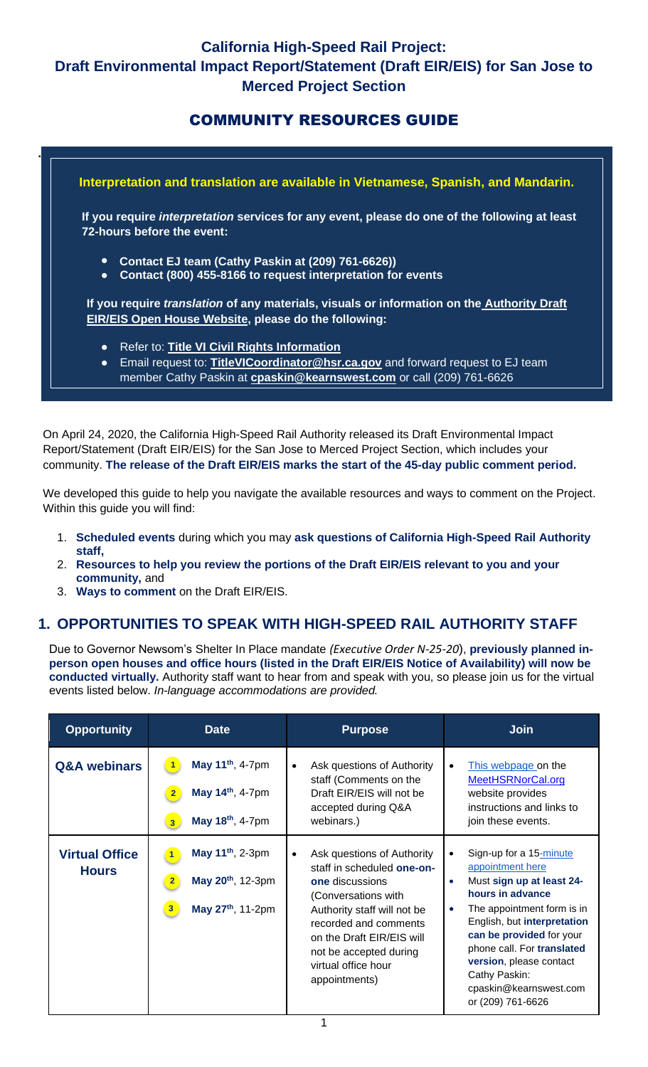# California High-Speed Rail Project: Draft Environmental Impact Report/Statement (Draft EIR/EIS) for San Jose to Merced Project Section

## COMMUNITY RESOURCES GUIDE

**Interpretation and translation are available in Vietnamese, Spanish, and Mandarin.**

**If you require *interpretation* services for any event, please do one of the following at least 72-hours before the event:**

- **Contact EJ team (Cathy Paskin at (209) 761-6626))**
- **Contact (800) 455-8166 to request interpretation for events**

**If you require *translation* of any materials, visuals or information on the Authority Draft EIR/EIS Open House Website, please do the following:**

- Refer to: **Title VI Civil Rights Information**
- Email request to: **TitleVICoordinator@hsr.ca.gov** and forward request to EJ team member Cathy Paskin at **cpaskin@kearnswest.com** or call (209) 761-6626

On April 24, 2020, the California High-Speed Rail Authority released its Draft Environmental Impact Report/Statement (Draft EIR/EIS) for the San Jose to Merced Project Section, which includes your community. **The release of the Draft EIR/EIS marks the start of the 45-day public comment period.**

We developed this guide to help you navigate the available resources and ways to comment on the Project. Within this guide you will find:

1. **Scheduled events** during which you may **ask questions of California High-Speed Rail Authority staff,**
2. **Resources to help you review the portions of the Draft EIR/EIS relevant to you and your community,** and
3. **Ways to comment** on the Draft EIR/EIS.

## 1. OPPORTUNITIES TO SPEAK WITH HIGH-SPEED RAIL AUTHORITY STAFF

Due to Governor Newsom's Shelter In Place mandate *(Executive Order N-25-20)*, **previously planned in-person open houses and office hours (listed in the Draft EIR/EIS Notice of Availability) will now be conducted virtually.** Authority staff want to hear from and speak with you, so please join us for the virtual events listed below. *In-language accommodations are provided.*

| Opportunity | Date | Purpose | Join |
|---|---|---|---|
| **Q&A webinars** | 1 **May 11th**, 4-7pm<br>2 **May 14th**, 4-7pm<br>3 **May 18th**, 4-7pm | • Ask questions of Authority staff (Comments on the Draft EIR/EIS will not be accepted during Q&A webinars.) | • This webpage on the MeetHSRNorCal.org website provides instructions and links to join these events. |
| **Virtual Office Hours** | 1 **May 11th**, 2-3pm<br>2 **May 20th**, 12-3pm<br>3 **May 27th**, 11-2pm | • Ask questions of Authority staff in scheduled **one-on-one** discussions (Conversations with Authority staff will not be recorded and comments on the Draft EIR/EIS will not be accepted during virtual office hour appointments) | • Sign-up for a 15-minute appointment here<br>• Must **sign up at least 24-hours in advance**<br>• The appointment form is in English, but **interpretation can be provided** for your phone call. For **translated version**, please contact Cathy Paskin: cpaskin@kearnswest.com or (209) 761-6626 |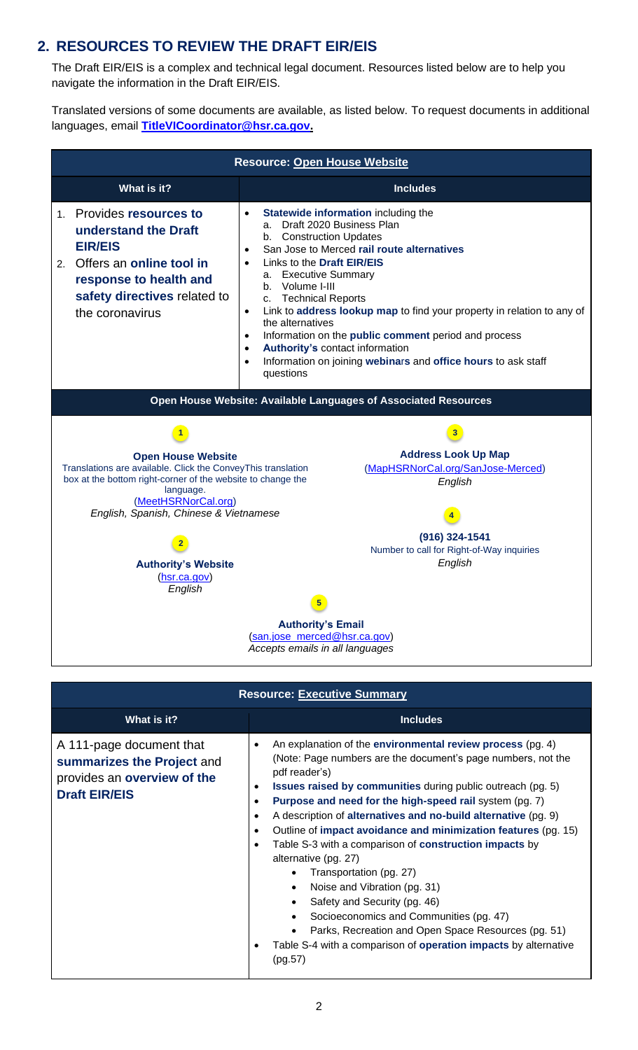## 2. RESOURCES TO REVIEW THE DRAFT EIR/EIS

The Draft EIR/EIS is a complex and technical legal document. Resources listed below are to help you navigate the information in the Draft EIR/EIS.

Translated versions of some documents are available, as listed below. To request documents in additional languages, email **TitleVICoordinator@hsr.ca.gov.**

| Resource: Open House Website | |
|---|---|
| **What is it?** | **Includes** |
| 1. Provides **resources to understand the Draft EIR/EIS**<br>2. Offers an **online tool in response to health and safety directives** related to the coronavirus | • **Statewide information** including the<br>a. Draft 2020 Business Plan<br>b. Construction Updates<br>• San Jose to Merced **rail route alternatives**<br>• Links to the **Draft EIR/EIS**<br>a. Executive Summary<br>b. Volume I-III<br>c. Technical Reports<br>• Link to **address lookup map** to find your property in relation to any of the alternatives<br>• Information on the **public comment** period and process<br>• **Authority's** contact information<br>• Information on joining **webinars** and **office hours** to ask staff questions |

**Open House Website: Available Languages of Associated Resources**

1. **Open House Website**
   Translations are available. Click the ConveyThis translation box at the bottom right-corner of the website to change the language.
   (MeetHSRNorCal.org)
   *English, Spanish, Chinese & Vietnamese*

2. **Authority's Website**
   (hsr.ca.gov)
   *English*

3. **Address Look Up Map**
   (MapHSRNorCal.org/SanJose-Merced)
   *English*

4. **(916) 324-1541**
   Number to call for Right-of-Way inquiries
   *English*

5. **Authority's Email**
   (san.jose_merced@hsr.ca.gov)
   *Accepts emails in all languages*

| Resource: Executive Summary | |
|---|---|
| **What is it?** | **Includes** |
| A 111-page document that **summarizes the Project** and provides an **overview of the Draft EIR/EIS** | • An explanation of the **environmental review process** (pg. 4) (Note: Page numbers are the document's page numbers, not the pdf reader's)<br>• **Issues raised by communities** during public outreach (pg. 5)<br>• **Purpose and need for the high-speed rail** system (pg. 7)<br>• A description of **alternatives and no-build alternative** (pg. 9)<br>• Outline of **impact avoidance and minimization features** (pg. 15)<br>• Table S-3 with a comparison of **construction impacts** by alternative (pg. 27)<br>  • Transportation (pg. 27)<br>  • Noise and Vibration (pg. 31)<br>  • Safety and Security (pg. 46)<br>  • Socioeconomics and Communities (pg. 47)<br>  • Parks, Recreation and Open Space Resources (pg. 51)<br>• Table S-4 with a comparison of **operation impacts** by alternative (pg.57) |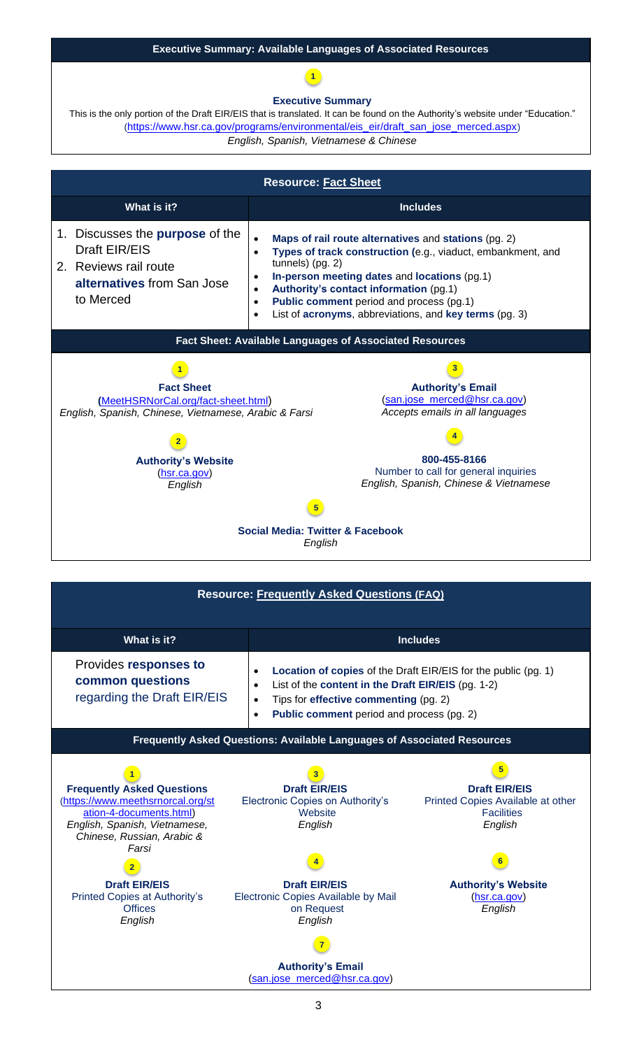## Executive Summary: Available Languages of Associated Resources

**1**

**Executive Summary**

This is the only portion of the Draft EIR/EIS that is translated. It can be found on the Authority's website under "Education."
(https://www.hsr.ca.gov/programs/environmental/eis_eir/draft_san_jose_merced.aspx)
*English, Spanish, Vietnamese & Chinese*

## Resource: Fact Sheet

| What is it? | Includes |
|---|---|
| 1. Discusses the **purpose** of the Draft EIR/EIS<br>2. Reviews rail route **alternatives** from San Jose to Merced | • **Maps of rail route alternatives** and **stations** (pg. 2)<br>• **Types of track construction (**e.g., viaduct, embankment, and tunnels) (pg. 2)<br>• **In-person meeting dates** and **locations** (pg.1)<br>• **Authority's contact information** (pg.1)<br>• **Public comment** period and process (pg.1)<br>• List of **acronyms**, abbreviations, and **key terms** (pg. 3) |

### Fact Sheet: Available Languages of Associated Resources

**1**

**Fact Sheet**
**(**MeetHSRNorCal.org/fact-sheet.html)
*English, Spanish, Chinese, Vietnamese, Arabic & Farsi*

**2**

**Authority's Website**
(hsr.ca.gov)
*English*

**3**

**Authority's Email**
(san.jose_merced@hsr.ca.gov)
*Accepts emails in all languages*

**4**

**800-455-8166**
Number to call for general inquiries
*English, Spanish, Chinese & Vietnamese*

**5**

**Social Media: Twitter & Facebook**
*English*

## Resource: Frequently Asked Questions (FAQ)

| What is it? | Includes |
|---|---|
| Provides **responses to common questions** regarding the Draft EIR/EIS | • **Location of copies** of the Draft EIR/EIS for the public (pg. 1)<br>• List of the **content in the Draft EIR/EIS** (pg. 1-2)<br>• Tips for **effective commenting** (pg. 2)<br>• **Public comment** period and process (pg. 2) |

### Frequently Asked Questions: Available Languages of Associated Resources

**1**

**Frequently Asked Questions**
(https://www.meethsrnorcal.org/station-4-documents.html)
*English, Spanish, Vietnamese, Chinese, Russian, Arabic & Farsi*

**2**

**Draft EIR/EIS**
Printed Copies at Authority's Offices
*English*

**3**

**Draft EIR/EIS**
Electronic Copies on Authority's Website
*English*

**4**

**Draft EIR/EIS**
Electronic Copies Available by Mail on Request
*English*

**5**

**Draft EIR/EIS**
Printed Copies Available at other Facilities
*English*

**6**

**Authority's Website**
(hsr.ca.gov)
*English*

**7**

**Authority's Email**
(san.jose_merced@hsr.ca.gov)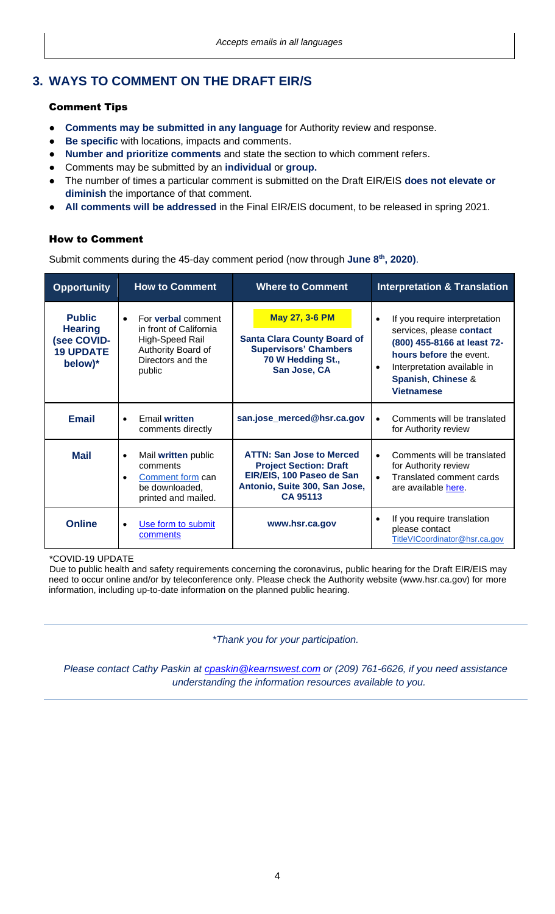*Accepts emails in all languages*

## 3. WAYS TO COMMENT ON THE DRAFT EIR/S

### Comment Tips

- **Comments may be submitted in any language** for Authority review and response.
- **Be specific** with locations, impacts and comments.
- **Number and prioritize comments** and state the section to which comment refers.
- Comments may be submitted by an **individual** or **group.**
- The number of times a particular comment is submitted on the Draft EIR/EIS **does not elevate or diminish** the importance of that comment.
- **All comments will be addressed** in the Final EIR/EIS document, to be released in spring 2021.

### How to Comment

Submit comments during the 45-day comment period (now through **June 8th, 2020)**.

| Opportunity | How to Comment | Where to Comment | Interpretation & Translation |
|---|---|---|---|
| **Public Hearing (see COVID-19 UPDATE below)*** | • For **verbal** comment in front of California High-Speed Rail Authority Board of Directors and the public | **May 27, 3-6 PM** **Santa Clara County Board of Supervisors' Chambers 70 W Hedding St., San Jose, CA** | • If you require interpretation services, please **contact (800) 455-8166 at least 72-hours before** the event. • Interpretation available in **Spanish**, **Chinese** & **Vietnamese** |
| **Email** | • Email **written** comments directly | **san.jose_merced@hsr.ca.gov** | • Comments will be translated for Authority review |
| **Mail** | • Mail **written** public comments • Comment form can be downloaded, printed and mailed. | **ATTN: San Jose to Merced Project Section: Draft EIR/EIS, 100 Paseo de San Antonio, Suite 300, San Jose, CA 95113** | • Comments will be translated for Authority review • Translated comment cards are available here. |
| **Online** | • Use form to submit comments | **www.hsr.ca.gov** | • If you require translation please contact TitleVICoordinator@hsr.ca.gov |

*COVID-19 UPDATE
Due to public health and safety requirements concerning the coronavirus, public hearing for the Draft EIR/EIS may need to occur online and/or by teleconference only. Please check the Authority website (www.hsr.ca.gov) for more information, including up-to-date information on the planned public hearing.

---

*\*Thank you for your participation.*

*Please contact Cathy Paskin at cpaskin@kearnswest.com or (209) 761-6626, if you need assistance understanding the information resources available to you.*